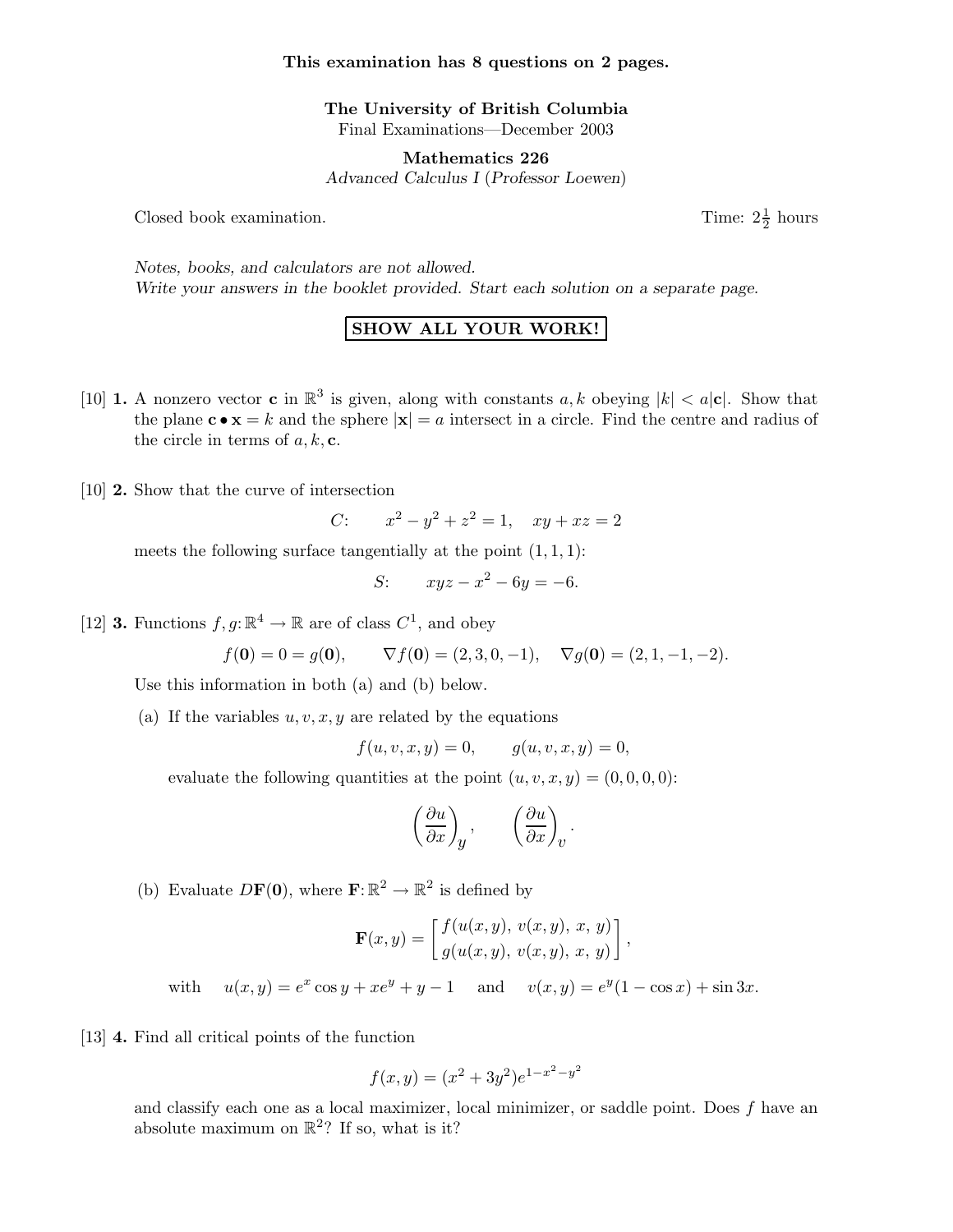**This examination has 8 questions on 2 pages.**

**The University of British Columbia**
Final Examinations—December 2003

**Mathematics 226**
*Advanced Calculus I* (*Professor Loewen*)

Closed book examination. Time: $2\frac{1}{2}$ hours

*Notes, books, and calculators are not allowed.*
*Write your answers in the booklet provided. Start each solution on a separate page.*

**SHOW ALL YOUR WORK!**

[10] **1.** A nonzero vector $\mathbf{c}$ in $\mathbb{R}^3$ is given, along with constants $a, k$ obeying $|k| < a|\mathbf{c}|$. Show that the plane $\mathbf{c} \bullet \mathbf{x} = k$ and the sphere $|\mathbf{x}| = a$ intersect in a circle. Find the centre and radius of the circle in terms of $a, k, \mathbf{c}$.

[10] **2.** Show that the curve of intersection

$$C: \qquad x^2 - y^2 + z^2 = 1, \quad xy + xz = 2$$

meets the following surface tangentially at the point $(1, 1, 1)$:

$$S: \qquad xyz - x^2 - 6y = -6.$$

[12] **3.** Functions $f, g \colon \mathbb{R}^4 \to \mathbb{R}$ are of class $C^1$, and obey

$$f(\mathbf{0}) = 0 = g(\mathbf{0}), \qquad \nabla f(\mathbf{0}) = (2, 3, 0, -1), \quad \nabla g(\mathbf{0}) = (2, 1, -1, -2).$$

Use this information in both (a) and (b) below.

(a) If the variables $u, v, x, y$ are related by the equations

$$f(u, v, x, y) = 0, \qquad g(u, v, x, y) = 0,$$

evaluate the following quantities at the point $(u, v, x, y) = (0, 0, 0, 0)$:

$$\left(\frac{\partial u}{\partial x}\right)_y, \qquad \left(\frac{\partial u}{\partial x}\right)_v.$$

(b) Evaluate $D\mathbf{F}(\mathbf{0})$, where $\mathbf{F} \colon \mathbb{R}^2 \to \mathbb{R}^2$ is defined by

$$\mathbf{F}(x, y) = \begin{bmatrix} f(u(x, y),\ v(x, y),\ x,\ y) \\ g(u(x, y),\ v(x, y),\ x,\ y) \end{bmatrix},$$

with $\quad u(x, y) = e^x \cos y + xe^y + y - 1 \quad$ and $\quad v(x, y) = e^y(1 - \cos x) + \sin 3x.$

[13] **4.** Find all critical points of the function

$$f(x, y) = (x^2 + 3y^2)e^{1 - x^2 - y^2}$$

and classify each one as a local maximizer, local minimizer, or saddle point. Does $f$ have an absolute maximum on $\mathbb{R}^2$? If so, what is it?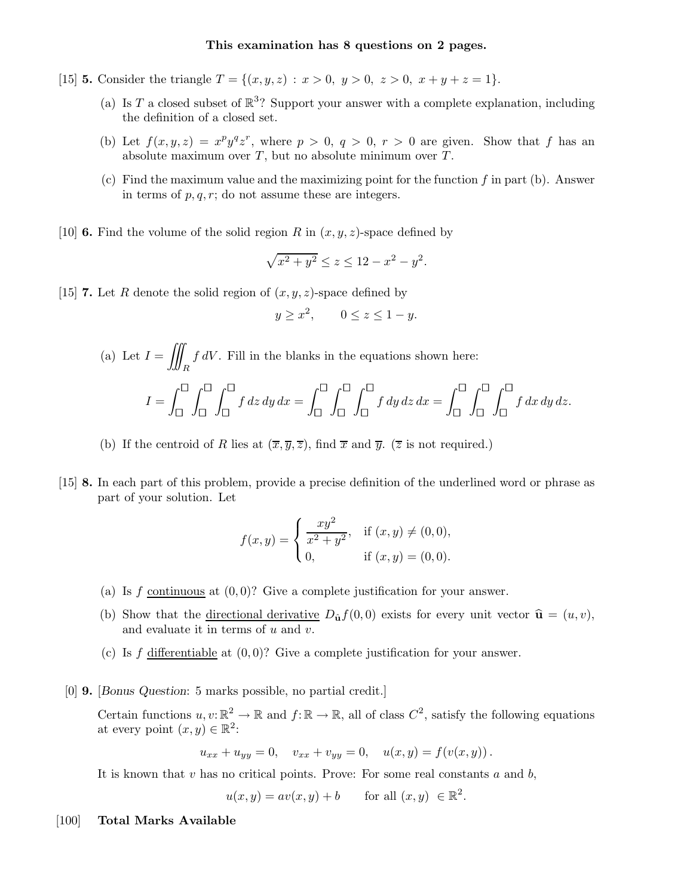**This examination has 8 questions on 2 pages.**

[15] **5.** Consider the triangle $T = \{(x, y, z) : x > 0,\ y > 0,\ z > 0,\ x + y + z = 1\}$.

(a) Is $T$ a closed subset of $\mathbb{R}^3$? Support your answer with a complete explanation, including the definition of a closed set.

(b) Let $f(x, y, z) = x^p y^q z^r$, where $p > 0$, $q > 0$, $r > 0$ are given. Show that $f$ has an absolute maximum over $T$, but no absolute minimum over $T$.

(c) Find the maximum value and the maximizing point for the function $f$ in part (b). Answer in terms of $p, q, r$; do not assume these are integers.

[10] **6.** Find the volume of the solid region $R$ in $(x, y, z)$-space defined by

$$\sqrt{x^2 + y^2} \le z \le 12 - x^2 - y^2.$$

[15] **7.** Let $R$ denote the solid region of $(x, y, z)$-space defined by

$$y \ge x^2, \qquad 0 \le z \le 1 - y.$$

(a) Let $I = \iiint_R f\, dV$. Fill in the blanks in the equations shown here:

$$I = \int_{\square}^{\square} \int_{\square}^{\square} \int_{\square}^{\square} f\, dz\, dy\, dx = \int_{\square}^{\square} \int_{\square}^{\square} \int_{\square}^{\square} f\, dy\, dz\, dx = \int_{\square}^{\square} \int_{\square}^{\square} \int_{\square}^{\square} f\, dx\, dy\, dz.$$

(b) If the centroid of $R$ lies at $(\overline{x}, \overline{y}, \overline{z})$, find $\overline{x}$ and $\overline{y}$. ($\overline{z}$ is not required.)

[15] **8.** In each part of this problem, provide a precise definition of the underlined word or phrase as part of your solution. Let

$$f(x, y) = \begin{cases} \dfrac{xy^2}{x^2 + y^2}, & \text{if } (x, y) \ne (0, 0), \\ 0, & \text{if } (x, y) = (0, 0). \end{cases}$$

(a) Is $f$ <u>continuous</u> at $(0, 0)$? Give a complete justification for your answer.

(b) Show that the <u>directional derivative</u> $D_{\hat{\mathbf{u}}} f(0, 0)$ exists for every unit vector $\hat{\mathbf{u}} = (u, v)$, and evaluate it in terms of $u$ and $v$.

(c) Is $f$ <u>differentiable</u> at $(0, 0)$? Give a complete justification for your answer.

[0] **9.** [*Bonus Question*: 5 marks possible, no partial credit.]

Certain functions $u, v \colon \mathbb{R}^2 \to \mathbb{R}$ and $f \colon \mathbb{R} \to \mathbb{R}$, all of class $C^2$, satisfy the following equations at every point $(x, y) \in \mathbb{R}^2$:

$$u_{xx} + u_{yy} = 0, \quad v_{xx} + v_{yy} = 0, \quad u(x, y) = f(v(x, y)).$$

It is known that $v$ has no critical points. Prove: For some real constants $a$ and $b$,

$$u(x, y) = av(x, y) + b \qquad \text{for all } (x, y) \in \mathbb{R}^2.$$

[100] **Total Marks Available**